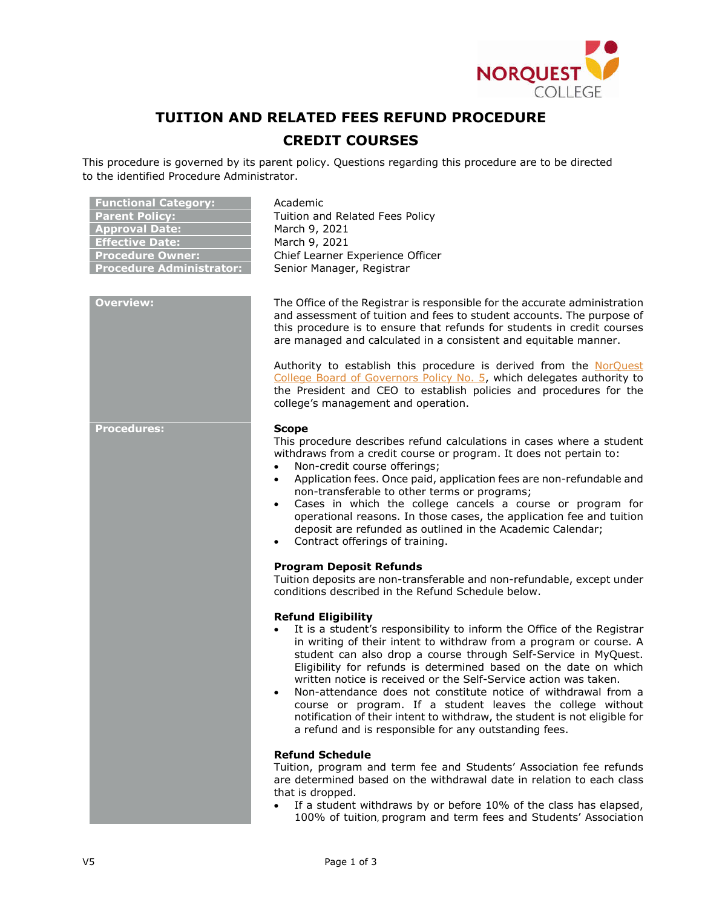# TUITION AND RELATED FEES REFUND PROCEDURE

## CREDIT COURSES

This procedure is governed by its parent policy. Questions regarding this procedure are to be directed to the identified Procedure Administrator.

| | |
|---|---|
| **Functional Category:** | Academic |
| **Parent Policy:** | Tuition and Related Fees Policy |
| **Approval Date:** | March 9, 2021 |
| **Effective Date:** | March 9, 2021 |
| **Procedure Owner:** | Chief Learner Experience Officer |
| **Procedure Administrator:** | Senior Manager, Registrar |

**Overview:**

The Office of the Registrar is responsible for the accurate administration and assessment of tuition and fees to student accounts. The purpose of this procedure is to ensure that refunds for students in credit courses are managed and calculated in a consistent and equitable manner.

Authority to establish this procedure is derived from the NorQuest College Board of Governors Policy No. 5, which delegates authority to the President and CEO to establish policies and procedures for the college's management and operation.

**Procedures:**

**Scope**

This procedure describes refund calculations in cases where a student withdraws from a credit course or program. It does not pertain to:

- Non-credit course offerings;
- Application fees. Once paid, application fees are non-refundable and non-transferable to other terms or programs;
- Cases in which the college cancels a course or program for operational reasons. In those cases, the application fee and tuition deposit are refunded as outlined in the Academic Calendar;
- Contract offerings of training.

**Program Deposit Refunds**

Tuition deposits are non-transferable and non-refundable, except under conditions described in the Refund Schedule below.

**Refund Eligibility**

- It is a student's responsibility to inform the Office of the Registrar in writing of their intent to withdraw from a program or course. A student can also drop a course through Self-Service in MyQuest. Eligibility for refunds is determined based on the date on which written notice is received or the Self-Service action was taken.
- Non-attendance does not constitute notice of withdrawal from a course or program. If a student leaves the college without notification of their intent to withdraw, the student is not eligible for a refund and is responsible for any outstanding fees.

**Refund Schedule**

Tuition, program and term fee and Students' Association fee refunds are determined based on the withdrawal date in relation to each class that is dropped.

- If a student withdraws by or before 10% of the class has elapsed, 100% of tuition, program and term fees and Students' Association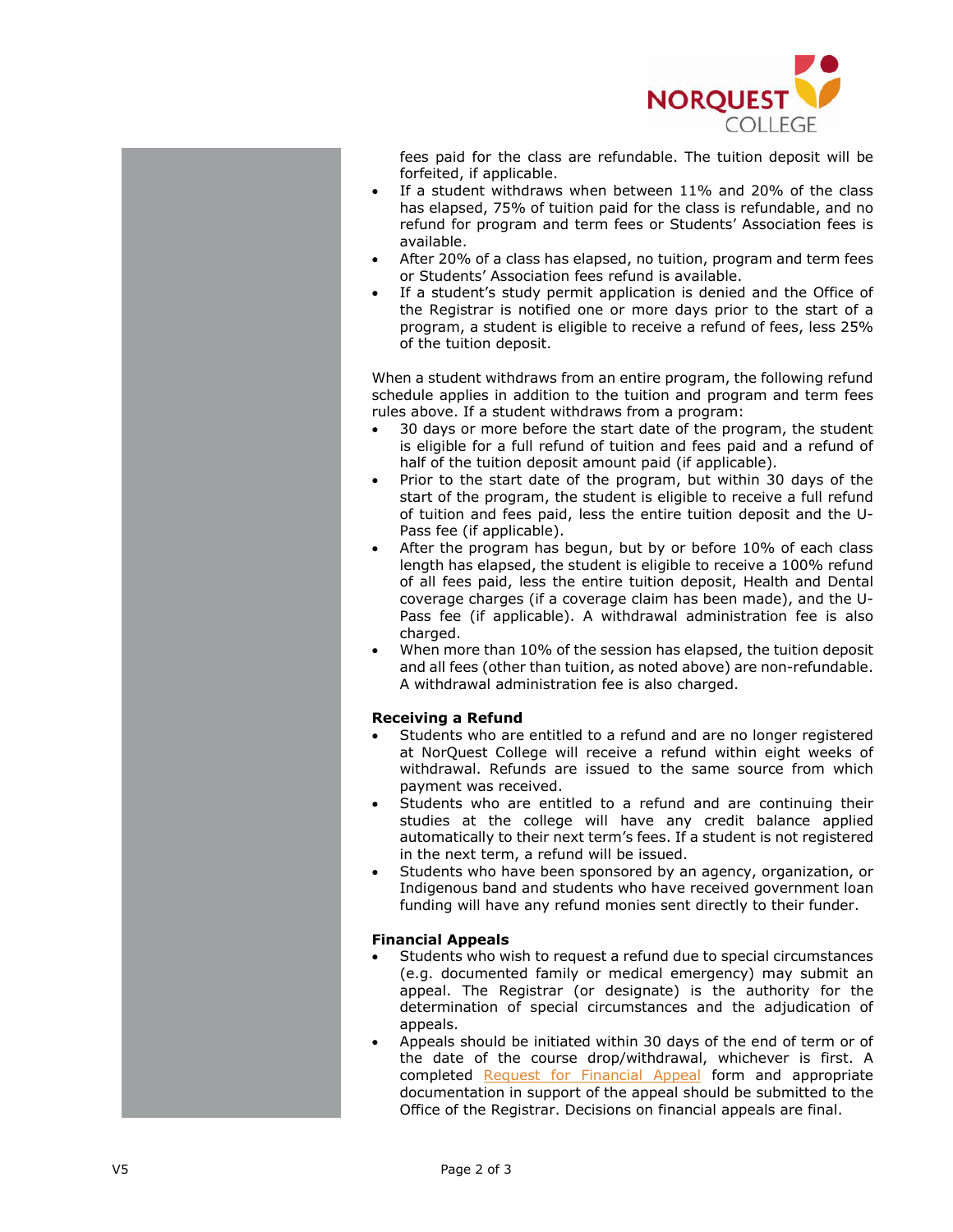fees paid for the class are refundable. The tuition deposit will be forfeited, if applicable.

- If a student withdraws when between 11% and 20% of the class has elapsed, 75% of tuition paid for the class is refundable, and no refund for program and term fees or Students' Association fees is available.
- After 20% of a class has elapsed, no tuition, program and term fees or Students' Association fees refund is available.
- If a student's study permit application is denied and the Office of the Registrar is notified one or more days prior to the start of a program, a student is eligible to receive a refund of fees, less 25% of the tuition deposit.

When a student withdraws from an entire program, the following refund schedule applies in addition to the tuition and program and term fees rules above. If a student withdraws from a program:

- 30 days or more before the start date of the program, the student is eligible for a full refund of tuition and fees paid and a refund of half of the tuition deposit amount paid (if applicable).
- Prior to the start date of the program, but within 30 days of the start of the program, the student is eligible to receive a full refund of tuition and fees paid, less the entire tuition deposit and the U-Pass fee (if applicable).
- After the program has begun, but by or before 10% of each class length has elapsed, the student is eligible to receive a 100% refund of all fees paid, less the entire tuition deposit, Health and Dental coverage charges (if a coverage claim has been made), and the U-Pass fee (if applicable). A withdrawal administration fee is also charged.
- When more than 10% of the session has elapsed, the tuition deposit and all fees (other than tuition, as noted above) are non-refundable. A withdrawal administration fee is also charged.

**Receiving a Refund**

- Students who are entitled to a refund and are no longer registered at NorQuest College will receive a refund within eight weeks of withdrawal. Refunds are issued to the same source from which payment was received.
- Students who are entitled to a refund and are continuing their studies at the college will have any credit balance applied automatically to their next term's fees. If a student is not registered in the next term, a refund will be issued.
- Students who have been sponsored by an agency, organization, or Indigenous band and students who have received government loan funding will have any refund monies sent directly to their funder.

**Financial Appeals**

- Students who wish to request a refund due to special circumstances (e.g. documented family or medical emergency) may submit an appeal. The Registrar (or designate) is the authority for the determination of special circumstances and the adjudication of appeals.
- Appeals should be initiated within 30 days of the end of term or of the date of the course drop/withdrawal, whichever is first. A completed Request for Financial Appeal form and appropriate documentation in support of the appeal should be submitted to the Office of the Registrar. Decisions on financial appeals are final.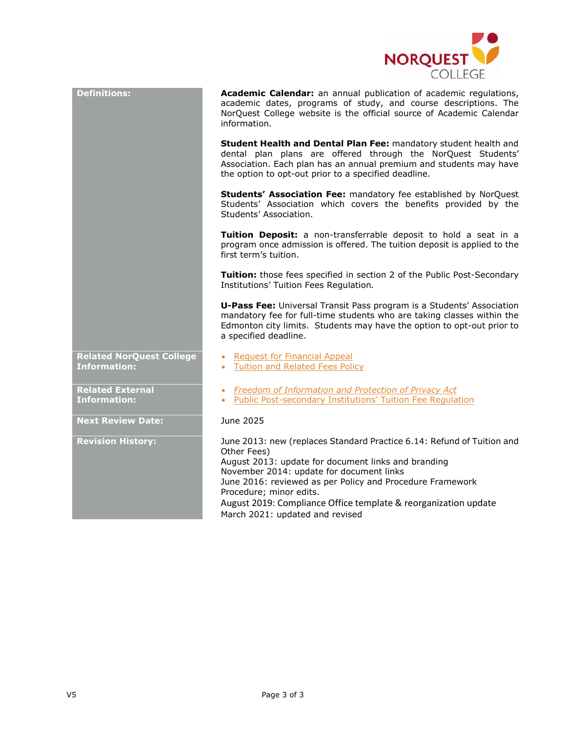| | |
|---|---|
| **Definitions:** | **Academic Calendar:** an annual publication of academic regulations, academic dates, programs of study, and course descriptions. The NorQuest College website is the official source of Academic Calendar information.<br><br>**Student Health and Dental Plan Fee:** mandatory student health and dental plan plans are offered through the NorQuest Students' Association. Each plan has an annual premium and students may have the option to opt-out prior to a specified deadline.<br><br>**Students' Association Fee:** mandatory fee established by NorQuest Students' Association which covers the benefits provided by the Students' Association.<br><br>**Tuition Deposit:** a non-transferrable deposit to hold a seat in a program once admission is offered. The tuition deposit is applied to the first term's tuition.<br><br>**Tuition:** those fees specified in section 2 of the Public Post-Secondary Institutions' Tuition Fees Regulation.<br><br>**U-Pass Fee:** Universal Transit Pass program is a Students' Association mandatory fee for full-time students who are taking classes within the Edmonton city limits. Students may have the option to opt-out prior to a specified deadline. |
| **Related NorQuest College Information:** | • Request for Financial Appeal<br>• Tuition and Related Fees Policy |
| **Related External Information:** | • *Freedom of Information and Protection of Privacy Act*<br>• Public Post-secondary Institutions' Tuition Fee Regulation |
| **Next Review Date:** | June 2025 |
| **Revision History:** | June 2013: new (replaces Standard Practice 6.14: Refund of Tuition and Other Fees)<br>August 2013: update for document links and branding<br>November 2014: update for document links<br>June 2016: reviewed as per Policy and Procedure Framework Procedure; minor edits.<br>August 2019: Compliance Office template & reorganization update<br>March 2021: updated and revised |

V5